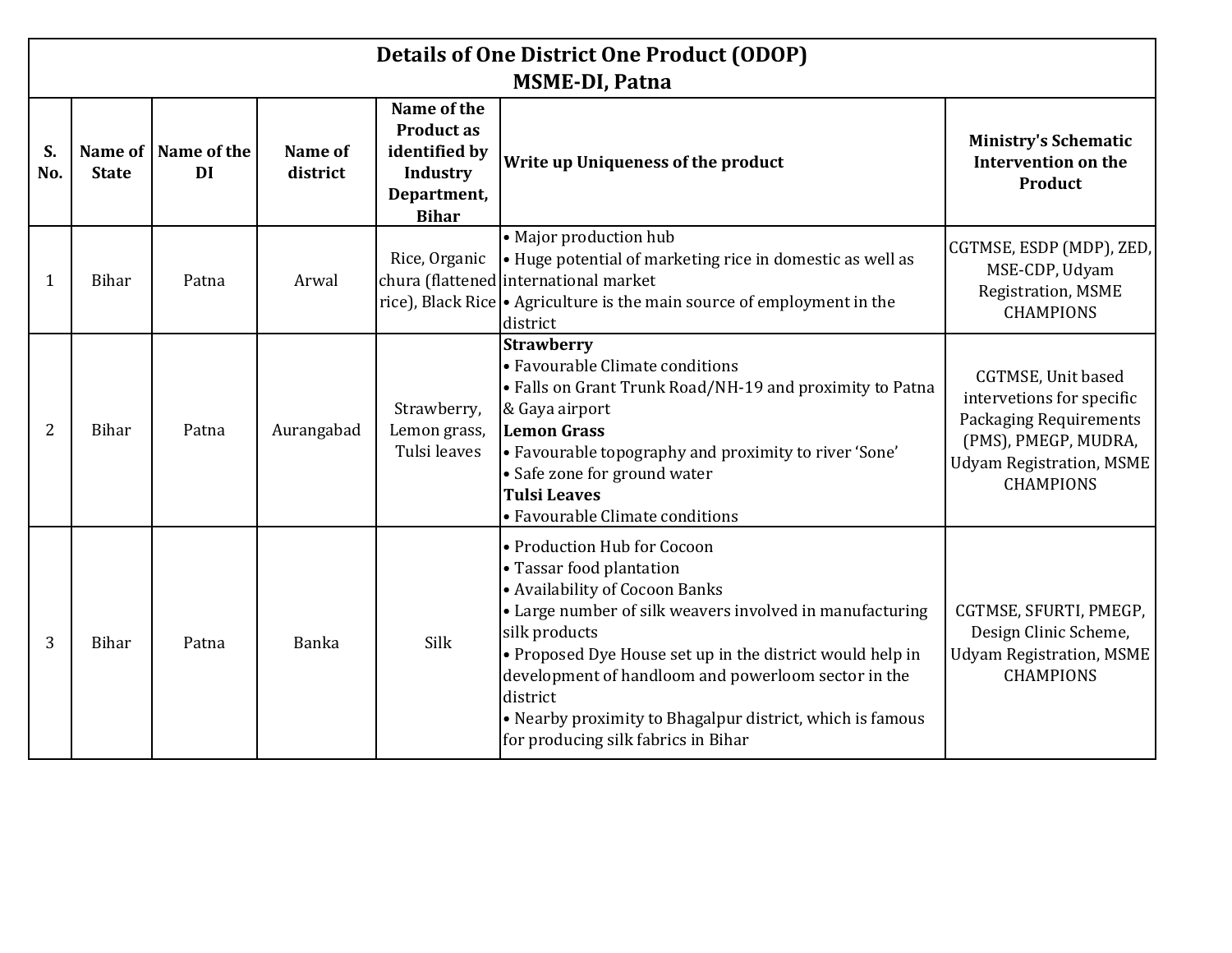# Details of One District One Product (ODOP)
## MSME-DI, Patna

| S. No. | Name of State | Name of the DI | Name of district | Name of the Product as identified by Industry Department, Bihar | Write up Uniqueness of the product | Ministry's Schematic Intervention on the Product |
|---|---|---|---|---|---|---|
| 1 | Bihar | Patna | Arwal | Rice, Organic chura (flattened rice), Black Rice | • Major production hub<br>• Huge potential of marketing rice in domestic as well as international market<br>• Agriculture is the main source of employment in the district | CGTMSE, ESDP (MDP), ZED, MSE-CDP, Udyam Registration, MSME CHAMPIONS |
| 2 | Bihar | Patna | Aurangabad | Strawberry, Lemon grass, Tulsi leaves | **Strawberry**<br>• Favourable Climate conditions<br>• Falls on Grant Trunk Road/NH-19 and proximity to Patna & Gaya airport<br>**Lemon Grass**<br>• Favourable topography and proximity to river 'Sone'<br>• Safe zone for ground water<br>**Tulsi Leaves**<br>• Favourable Climate conditions | CGTMSE, Unit based intervetions for specific Packaging Requirements (PMS), PMEGP, MUDRA, Udyam Registration, MSME CHAMPIONS |
| 3 | Bihar | Patna | Banka | Silk | • Production Hub for Cocoon<br>• Tassar food plantation<br>• Availability of Cocoon Banks<br>• Large number of silk weavers involved in manufacturing silk products<br>• Proposed Dye House set up in the district would help in development of handloom and powerloom sector in the district<br>• Nearby proximity to Bhagalpur district, which is famous for producing silk fabrics in Bihar | CGTMSE, SFURTI, PMEGP, Design Clinic Scheme, Udyam Registration, MSME CHAMPIONS |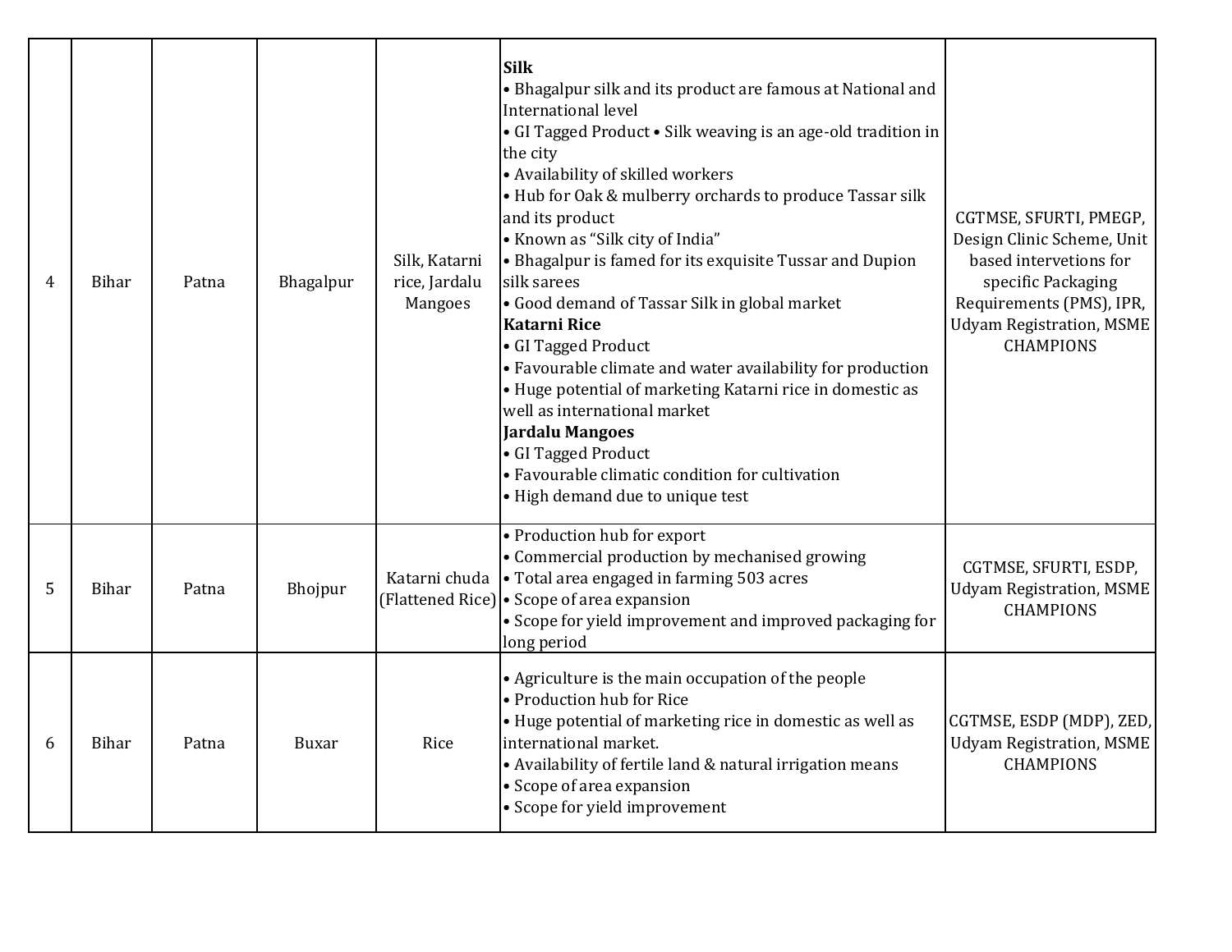| 4 | Bihar | Patna | Bhagalpur | Silk, Katarni rice, Jardalu Mangoes | **Silk**<br>• Bhagalpur silk and its product are famous at National and International level<br>• GI Tagged Product • Silk weaving is an age-old tradition in the city<br>• Availability of skilled workers<br>• Hub for Oak & mulberry orchards to produce Tassar silk and its product<br>• Known as "Silk city of India"<br>• Bhagalpur is famed for its exquisite Tussar and Dupion silk sarees<br>• Good demand of Tassar Silk in global market<br>**Katarni Rice**<br>• GI Tagged Product<br>• Favourable climate and water availability for production<br>• Huge potential of marketing Katarni rice in domestic as well as international market<br>**Jardalu Mangoes**<br>• GI Tagged Product<br>• Favourable climatic condition for cultivation<br>• High demand due to unique test | CGTMSE, SFURTI, PMEGP, Design Clinic Scheme, Unit based intervetions for specific Packaging Requirements (PMS), IPR, Udyam Registration, MSME CHAMPIONS |
|---|---|---|---|---|---|---|
| 5 | Bihar | Patna | Bhojpur | Katarni chuda (Flattened Rice) | • Production hub for export<br>• Commercial production by mechanised growing<br>• Total area engaged in farming 503 acres<br>• Scope of area expansion<br>• Scope for yield improvement and improved packaging for long period | CGTMSE, SFURTI, ESDP, Udyam Registration, MSME CHAMPIONS |
| 6 | Bihar | Patna | Buxar | Rice | • Agriculture is the main occupation of the people<br>• Production hub for Rice<br>• Huge potential of marketing rice in domestic as well as international market.<br>• Availability of fertile land & natural irrigation means<br>• Scope of area expansion<br>• Scope for yield improvement | CGTMSE, ESDP (MDP), ZED, Udyam Registration, MSME CHAMPIONS |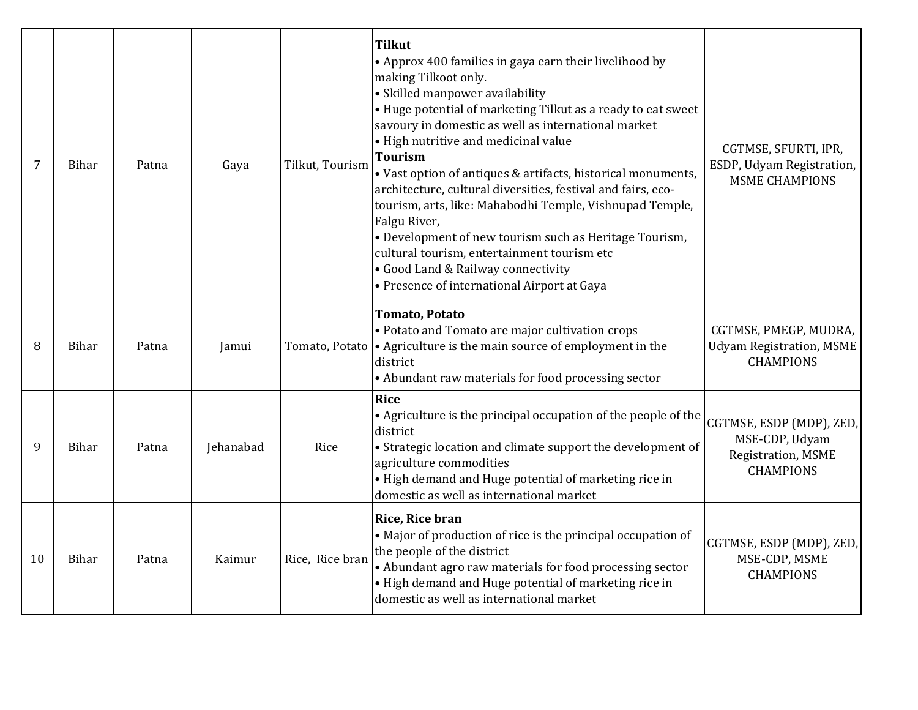| 7 | Bihar | Patna | Gaya | Tilkut, Tourism | **Tilkut**<br>• Approx 400 families in gaya earn their livelihood by making Tilkoot only.<br>• Skilled manpower availability<br>• Huge potential of marketing Tilkut as a ready to eat sweet savoury in domestic as well as international market<br>• High nutritive and medicinal value<br>**Tourism**<br>• Vast option of antiques & artifacts, historical monuments, architecture, cultural diversities, festival and fairs, eco-tourism, arts, like: Mahabodhi Temple, Vishnupad Temple, Falgu River,<br>• Development of new tourism such as Heritage Tourism, cultural tourism, entertainment tourism etc<br>• Good Land & Railway connectivity<br>• Presence of international Airport at Gaya | CGTMSE, SFURTI, IPR, ESDP, Udyam Registration, MSME CHAMPIONS |
|---|---|---|---|---|---|---|
| 8 | Bihar | Patna | Jamui | Tomato, Potato | **Tomato, Potato**<br>• Potato and Tomato are major cultivation crops<br>• Agriculture is the main source of employment in the district<br>• Abundant raw materials for food processing sector | CGTMSE, PMEGP, MUDRA, Udyam Registration, MSME CHAMPIONS |
| 9 | Bihar | Patna | Jehanabad | Rice | **Rice**<br>• Agriculture is the principal occupation of the people of the district<br>• Strategic location and climate support the development of agriculture commodities<br>• High demand and Huge potential of marketing rice in domestic as well as international market | CGTMSE, ESDP (MDP), ZED, MSE-CDP, Udyam Registration, MSME CHAMPIONS |
| 10 | Bihar | Patna | Kaimur | Rice, Rice bran | **Rice, Rice bran**<br>• Major of production of rice is the principal occupation of the people of the district<br>• Abundant agro raw materials for food processing sector<br>• High demand and Huge potential of marketing rice in domestic as well as international market | CGTMSE, ESDP (MDP), ZED, MSE-CDP, MSME CHAMPIONS |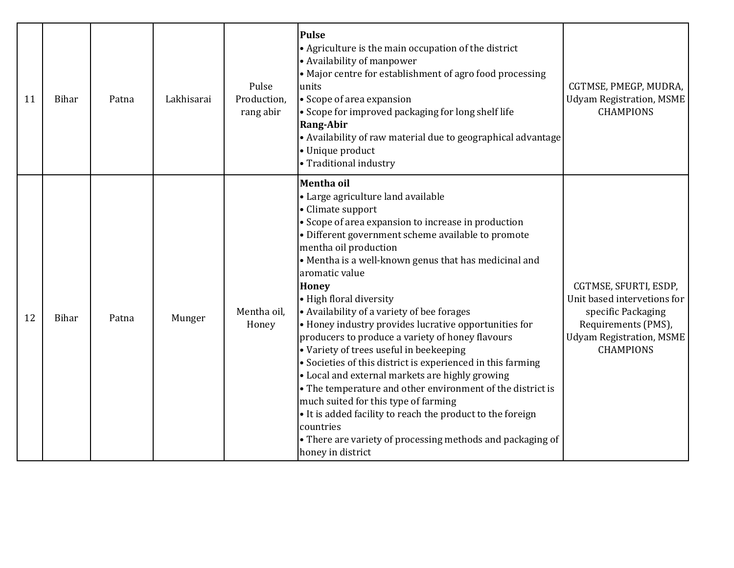| 11 | Bihar | Patna | Lakhisarai | Pulse Production, rang abir | **Pulse**<br>• Agriculture is the main occupation of the district<br>• Availability of manpower<br>• Major centre for establishment of agro food processing units<br>• Scope of area expansion<br>• Scope for improved packaging for long shelf life<br>**Rang-Abir**<br>• Availability of raw material due to geographical advantage<br>• Unique product<br>• Traditional industry | CGTMSE, PMEGP, MUDRA, Udyam Registration, MSME CHAMPIONS |
|---|---|---|---|---|---|---|
| 12 | Bihar | Patna | Munger | Mentha oil, Honey | **Mentha oil**<br>• Large agriculture land available<br>• Climate support<br>• Scope of area expansion to increase in production<br>• Different government scheme available to promote mentha oil production<br>• Mentha is a well-known genus that has medicinal and aromatic value<br>**Honey**<br>• High floral diversity<br>• Availability of a variety of bee forages<br>• Honey industry provides lucrative opportunities for producers to produce a variety of honey flavours<br>• Variety of trees useful in beekeeping<br>• Societies of this district is experienced in this farming<br>• Local and external markets are highly growing<br>• The temperature and other environment of the district is much suited for this type of farming<br>• It is added facility to reach the product to the foreign countries<br>• There are variety of processing methods and packaging of honey in district | CGTMSE, SFURTI, ESDP, Unit based intervetions for specific Packaging Requirements (PMS), Udyam Registration, MSME CHAMPIONS |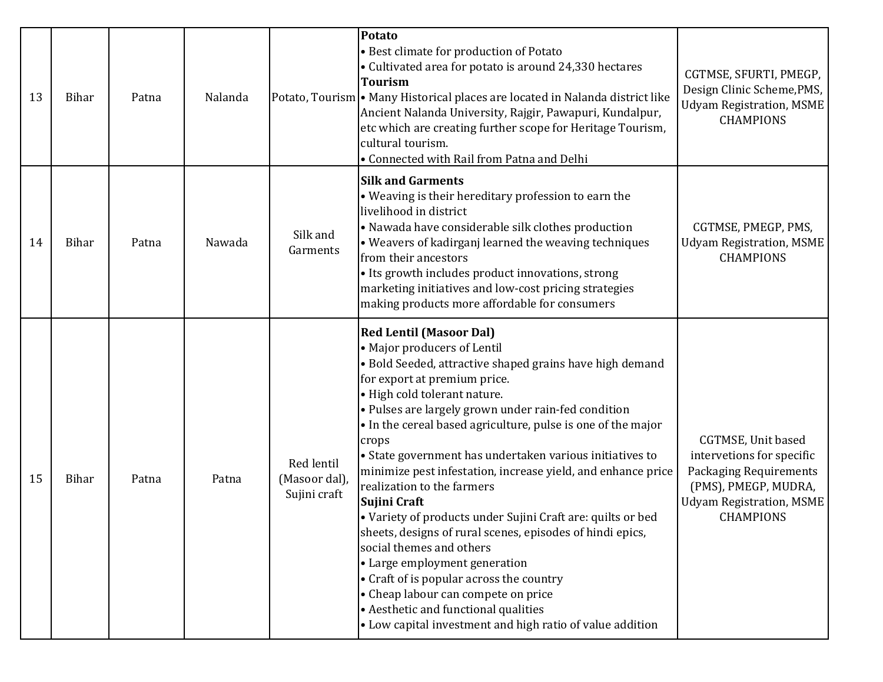| 13 | Bihar | Patna | Nalanda | Potato, Tourism | **Potato**<br>• Best climate for production of Potato<br>• Cultivated area for potato is around 24,330 hectares<br>**Tourism**<br>• Many Historical places are located in Nalanda district like Ancient Nalanda University, Rajgir, Pawapuri, Kundalpur, etc which are creating further scope for Heritage Tourism, cultural tourism.<br>• Connected with Rail from Patna and Delhi | CGTMSE, SFURTI, PMEGP, Design Clinic Scheme,PMS, Udyam Registration, MSME CHAMPIONS |
|---|---|---|---|---|---|---|
| 14 | Bihar | Patna | Nawada | Silk and Garments | **Silk and Garments**<br>• Weaving is their hereditary profession to earn the livelihood in district<br>• Nawada have considerable silk clothes production<br>• Weavers of kadirganj learned the weaving techniques from their ancestors<br>• Its growth includes product innovations, strong marketing initiatives and low-cost pricing strategies making products more affordable for consumers | CGTMSE, PMEGP, PMS, Udyam Registration, MSME CHAMPIONS |
| 15 | Bihar | Patna | Patna | Red lentil (Masoor dal), Sujini craft | **Red Lentil (Masoor Dal)**<br>• Major producers of Lentil<br>• Bold Seeded, attractive shaped grains have high demand for export at premium price.<br>• High cold tolerant nature.<br>• Pulses are largely grown under rain-fed condition<br>• In the cereal based agriculture, pulse is one of the major crops<br>• State government has undertaken various initiatives to minimize pest infestation, increase yield, and enhance price realization to the farmers<br>**Sujini Craft**<br>• Variety of products under Sujini Craft are: quilts or bed sheets, designs of rural scenes, episodes of hindi epics, social themes and others<br>• Large employment generation<br>• Craft of is popular across the country<br>• Cheap labour can compete on price<br>• Aesthetic and functional qualities<br>• Low capital investment and high ratio of value addition | CGTMSE, Unit based intervetions for specific Packaging Requirements (PMS), PMEGP, MUDRA, Udyam Registration, MSME CHAMPIONS |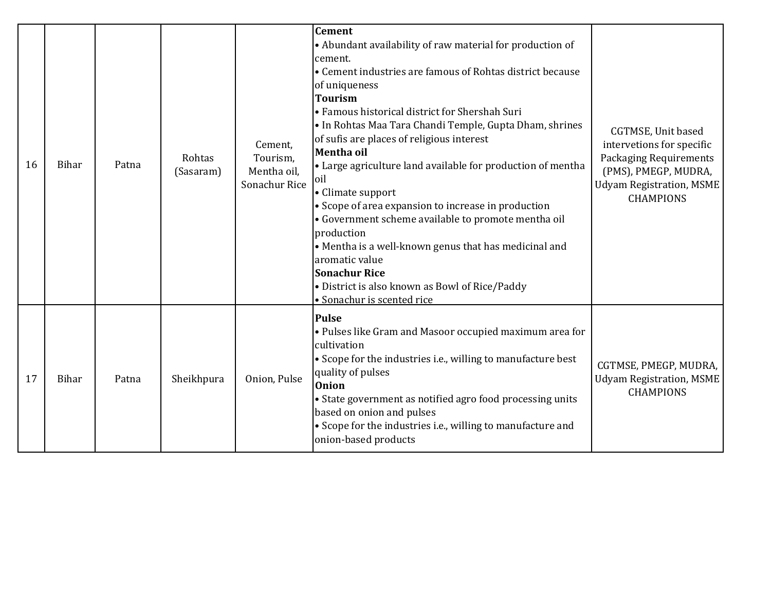| | | | | | | |
|---|---|---|---|---|---|---|
| 16 | Bihar | Patna | Rohtas (Sasaram) | Cement, Tourism, Mentha oil, Sonachur Rice | **Cement**<br>• Abundant availability of raw material for production of cement.<br>• Cement industries are famous of Rohtas district because of uniqueness<br>**Tourism**<br>• Famous historical district for Shershah Suri<br>• In Rohtas Maa Tara Chandi Temple, Gupta Dham, shrines of sufis are places of religious interest<br>**Mentha oil**<br>• Large agriculture land available for production of mentha oil<br>• Climate support<br>• Scope of area expansion to increase in production<br>• Government scheme available to promote mentha oil production<br>• Mentha is a well-known genus that has medicinal and aromatic value<br>**Sonachur Rice**<br>• District is also known as Bowl of Rice/Paddy<br>• Sonachur is scented rice | CGTMSE, Unit based intervetions for specific Packaging Requirements (PMS), PMEGP, MUDRA, Udyam Registration, MSME CHAMPIONS |
| 17 | Bihar | Patna | Sheikhpura | Onion, Pulse | **Pulse**<br>• Pulses like Gram and Masoor occupied maximum area for cultivation<br>• Scope for the industries i.e., willing to manufacture best quality of pulses<br>**Onion**<br>• State government as notified agro food processing units based on onion and pulses<br>• Scope for the industries i.e., willing to manufacture and onion-based products | CGTMSE, PMEGP, MUDRA, Udyam Registration, MSME CHAMPIONS |